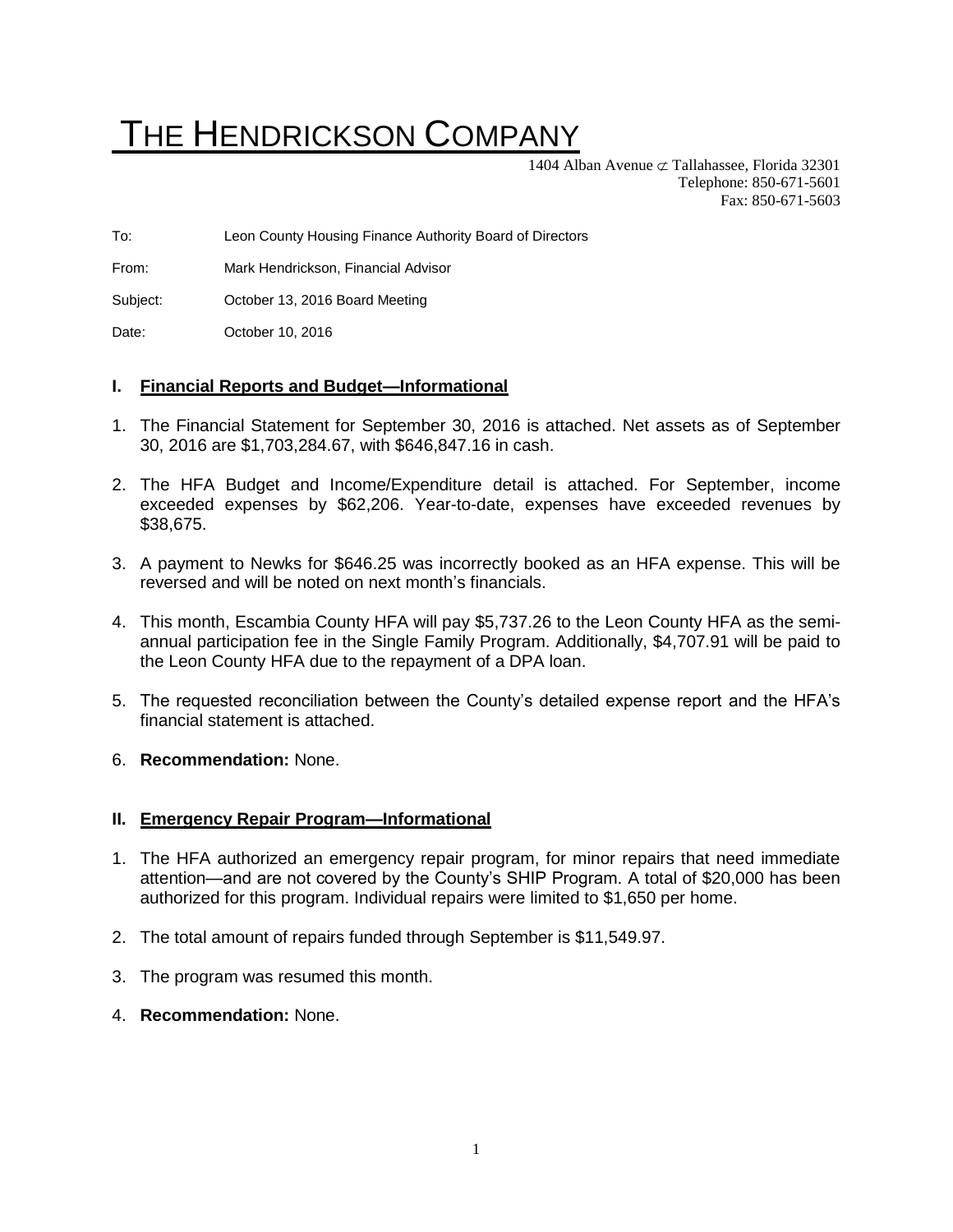# THE HENDRICKSON COMPANY

1404 Alban Avenue ⊄ Tallahassee, Florida 32301
Telephone: 850-671-5601
Fax: 850-671-5603

To: Leon County Housing Finance Authority Board of Directors

From: Mark Hendrickson, Financial Advisor

Subject: October 13, 2016 Board Meeting

Date: October 10, 2016

## I. Financial Reports and Budget—Informational

1. The Financial Statement for September 30, 2016 is attached. Net assets as of September 30, 2016 are $1,703,284.67, with $646,847.16 in cash.

2. The HFA Budget and Income/Expenditure detail is attached. For September, income exceeded expenses by $62,206. Year-to-date, expenses have exceeded revenues by $38,675.

3. A payment to Newks for $646.25 was incorrectly booked as an HFA expense. This will be reversed and will be noted on next month's financials.

4. This month, Escambia County HFA will pay $5,737.26 to the Leon County HFA as the semi-annual participation fee in the Single Family Program. Additionally, $4,707.91 will be paid to the Leon County HFA due to the repayment of a DPA loan.

5. The requested reconciliation between the County's detailed expense report and the HFA's financial statement is attached.

6. **Recommendation:** None.

## II. Emergency Repair Program—Informational

1. The HFA authorized an emergency repair program, for minor repairs that need immediate attention—and are not covered by the County's SHIP Program. A total of $20,000 has been authorized for this program. Individual repairs were limited to $1,650 per home.

2. The total amount of repairs funded through September is $11,549.97.

3. The program was resumed this month.

4. **Recommendation:** None.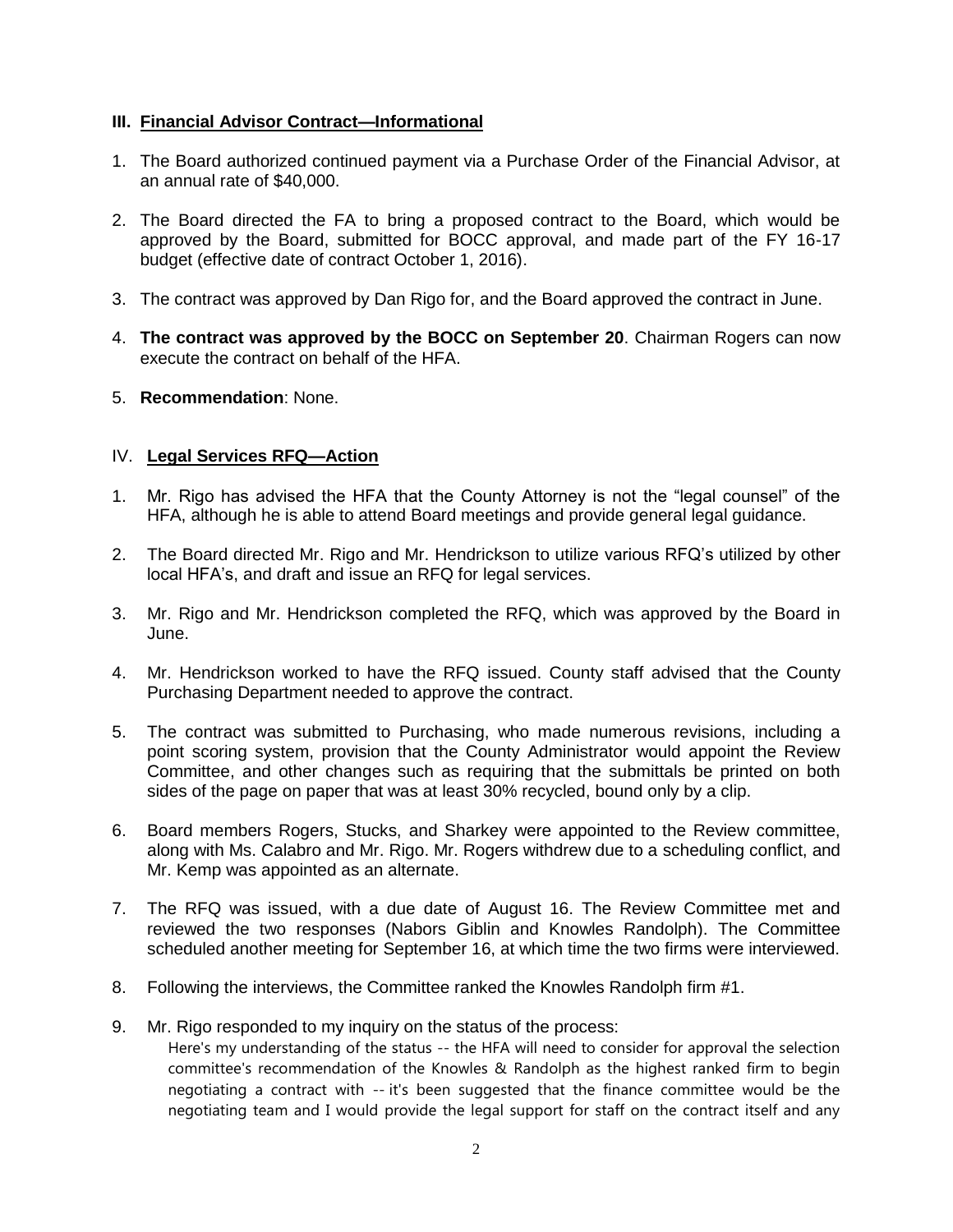### III. Financial Advisor Contract—Informational

1. The Board authorized continued payment via a Purchase Order of the Financial Advisor, at an annual rate of $40,000.

2. The Board directed the FA to bring a proposed contract to the Board, which would be approved by the Board, submitted for BOCC approval, and made part of the FY 16-17 budget (effective date of contract October 1, 2016).

3. The contract was approved by Dan Rigo for, and the Board approved the contract in June.

4. **The contract was approved by the BOCC on September 20**. Chairman Rogers can now execute the contract on behalf of the HFA.

5. **Recommendation**: None.

### IV. Legal Services RFQ—Action

1. Mr. Rigo has advised the HFA that the County Attorney is not the "legal counsel" of the HFA, although he is able to attend Board meetings and provide general legal guidance.

2. The Board directed Mr. Rigo and Mr. Hendrickson to utilize various RFQ's utilized by other local HFA's, and draft and issue an RFQ for legal services.

3. Mr. Rigo and Mr. Hendrickson completed the RFQ, which was approved by the Board in June.

4. Mr. Hendrickson worked to have the RFQ issued. County staff advised that the County Purchasing Department needed to approve the contract.

5. The contract was submitted to Purchasing, who made numerous revisions, including a point scoring system, provision that the County Administrator would appoint the Review Committee, and other changes such as requiring that the submittals be printed on both sides of the page on paper that was at least 30% recycled, bound only by a clip.

6. Board members Rogers, Stucks, and Sharkey were appointed to the Review committee, along with Ms. Calabro and Mr. Rigo. Mr. Rogers withdrew due to a scheduling conflict, and Mr. Kemp was appointed as an alternate.

7. The RFQ was issued, with a due date of August 16. The Review Committee met and reviewed the two responses (Nabors Giblin and Knowles Randolph). The Committee scheduled another meeting for September 16, at which time the two firms were interviewed.

8. Following the interviews, the Committee ranked the Knowles Randolph firm #1.

9. Mr. Rigo responded to my inquiry on the status of the process:

   Here's my understanding of the status -- the HFA will need to consider for approval the selection committee's recommendation of the Knowles & Randolph as the highest ranked firm to begin negotiating a contract with -- it's been suggested that the finance committee would be the negotiating team and I would provide the legal support for staff on the contract itself and any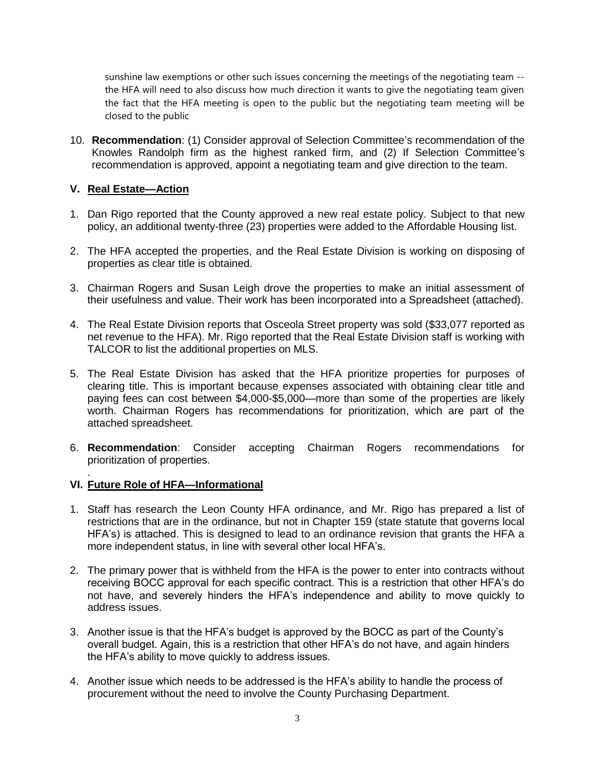sunshine law exemptions or other such issues concerning the meetings of the negotiating team -- the HFA will need to also discuss how much direction it wants to give the negotiating team given the fact that the HFA meeting is open to the public but the negotiating team meeting will be closed to the public

10. **Recommendation**: (1) Consider approval of Selection Committee's recommendation of the Knowles Randolph firm as the highest ranked firm, and (2) If Selection Committee's recommendation is approved, appoint a negotiating team and give direction to the team.

## V. Real Estate—Action

1. Dan Rigo reported that the County approved a new real estate policy. Subject to that new policy, an additional twenty-three (23) properties were added to the Affordable Housing list.

2. The HFA accepted the properties, and the Real Estate Division is working on disposing of properties as clear title is obtained.

3. Chairman Rogers and Susan Leigh drove the properties to make an initial assessment of their usefulness and value. Their work has been incorporated into a Spreadsheet (attached).

4. The Real Estate Division reports that Osceola Street property was sold ($33,077 reported as net revenue to the HFA). Mr. Rigo reported that the Real Estate Division staff is working with TALCOR to list the additional properties on MLS.

5. The Real Estate Division has asked that the HFA prioritize properties for purposes of clearing title. This is important because expenses associated with obtaining clear title and paying fees can cost between $4,000-$5,000—more than some of the properties are likely worth. Chairman Rogers has recommendations for prioritization, which are part of the attached spreadsheet.

6. **Recommendation**: Consider accepting Chairman Rogers recommendations for prioritization of properties.

.

## VI. Future Role of HFA—Informational

1. Staff has research the Leon County HFA ordinance, and Mr. Rigo has prepared a list of restrictions that are in the ordinance, but not in Chapter 159 (state statute that governs local HFA's) is attached. This is designed to lead to an ordinance revision that grants the HFA a more independent status, in line with several other local HFA's.

2. The primary power that is withheld from the HFA is the power to enter into contracts without receiving BOCC approval for each specific contract. This is a restriction that other HFA's do not have, and severely hinders the HFA's independence and ability to move quickly to address issues.

3. Another issue is that the HFA's budget is approved by the BOCC as part of the County's overall budget. Again, this is a restriction that other HFA's do not have, and again hinders the HFA's ability to move quickly to address issues.

4. Another issue which needs to be addressed is the HFA's ability to handle the process of procurement without the need to involve the County Purchasing Department.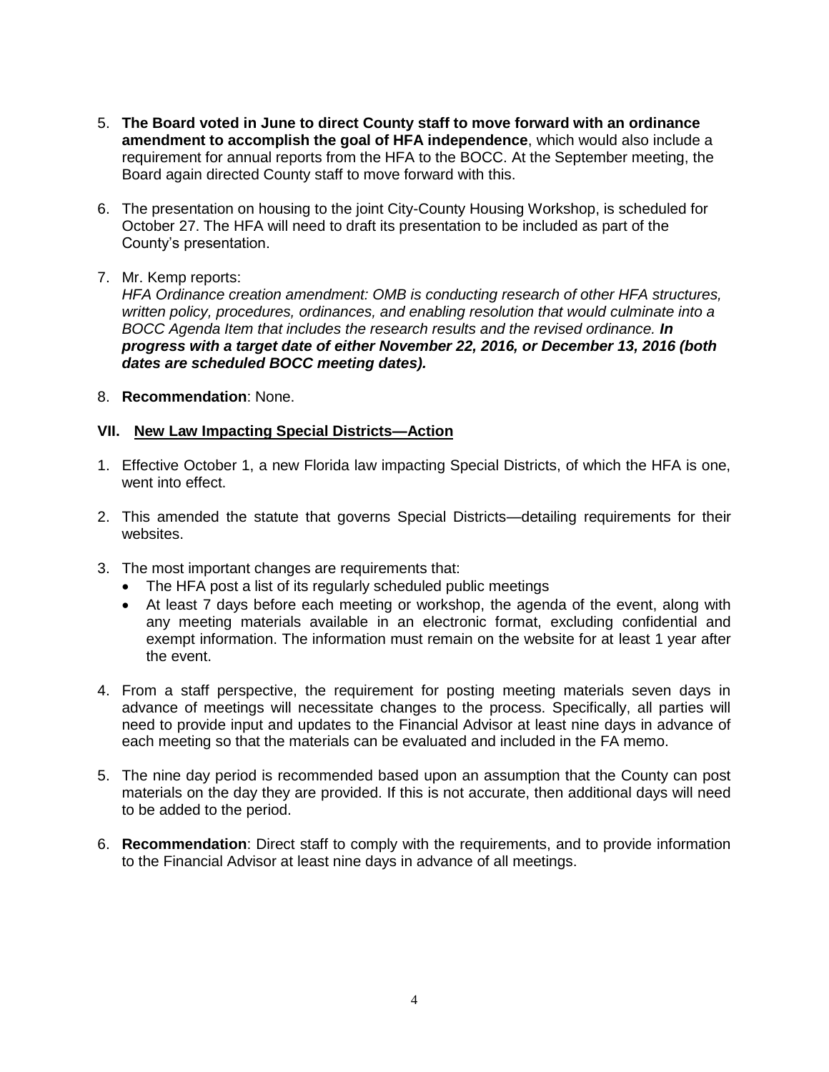5. **The Board voted in June to direct County staff to move forward with an ordinance amendment to accomplish the goal of HFA independence**, which would also include a requirement for annual reports from the HFA to the BOCC. At the September meeting, the Board again directed County staff to move forward with this.

6. The presentation on housing to the joint City-County Housing Workshop, is scheduled for October 27. The HFA will need to draft its presentation to be included as part of the County's presentation.

7. Mr. Kemp reports:
   *HFA Ordinance creation amendment: OMB is conducting research of other HFA structures, written policy, procedures, ordinances, and enabling resolution that would culminate into a BOCC Agenda Item that includes the research results and the revised ordinance.* ***In progress with a target date of either November 22, 2016, or December 13, 2016 (both dates are scheduled BOCC meeting dates).***

8. **Recommendation**: None.

## VII. New Law Impacting Special Districts—Action

1. Effective October 1, a new Florida law impacting Special Districts, of which the HFA is one, went into effect.

2. This amended the statute that governs Special Districts—detailing requirements for their websites.

3. The most important changes are requirements that:
   - The HFA post a list of its regularly scheduled public meetings
   - At least 7 days before each meeting or workshop, the agenda of the event, along with any meeting materials available in an electronic format, excluding confidential and exempt information. The information must remain on the website for at least 1 year after the event.

4. From a staff perspective, the requirement for posting meeting materials seven days in advance of meetings will necessitate changes to the process. Specifically, all parties will need to provide input and updates to the Financial Advisor at least nine days in advance of each meeting so that the materials can be evaluated and included in the FA memo.

5. The nine day period is recommended based upon an assumption that the County can post materials on the day they are provided. If this is not accurate, then additional days will need to be added to the period.

6. **Recommendation**: Direct staff to comply with the requirements, and to provide information to the Financial Advisor at least nine days in advance of all meetings.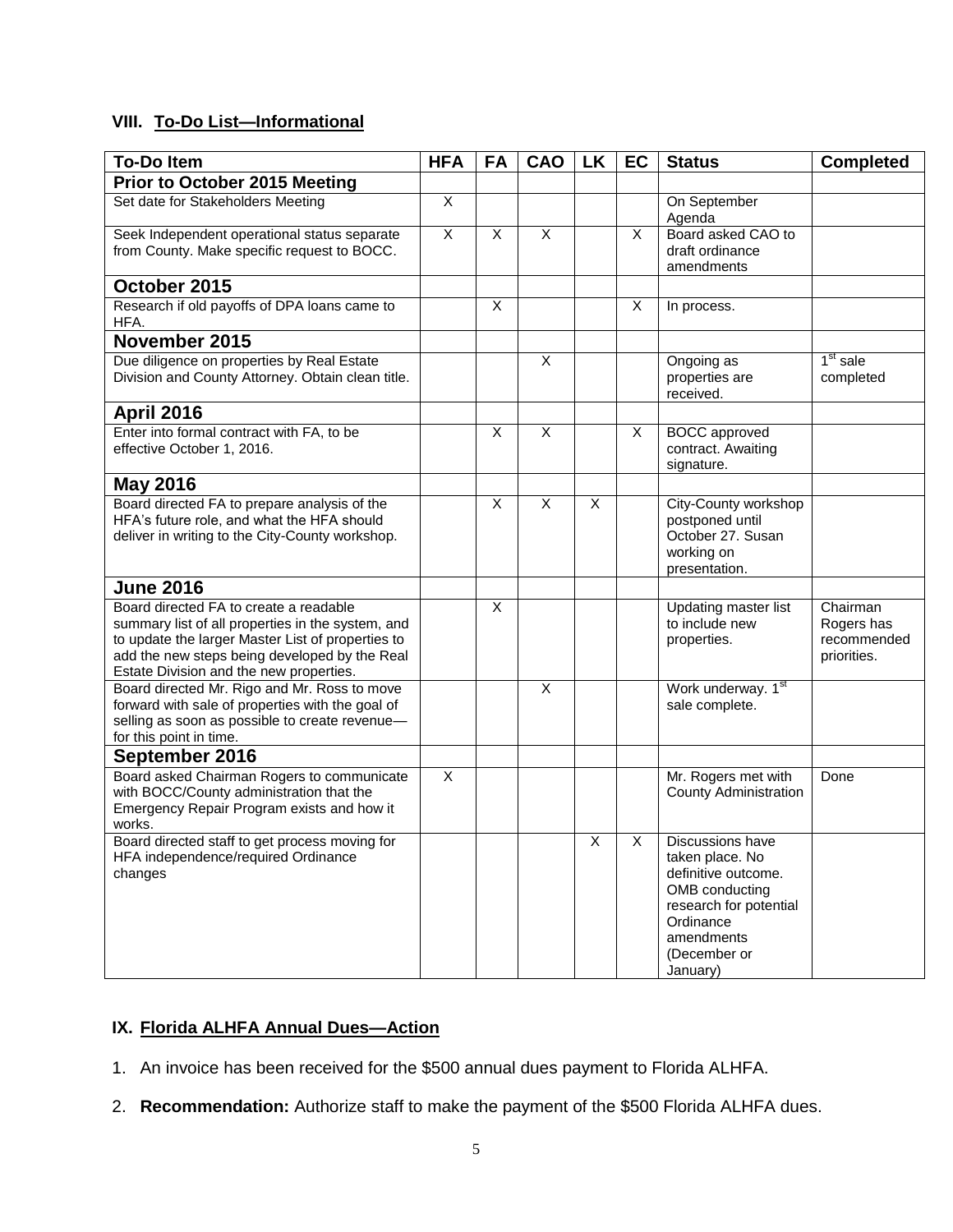## VIII. To-Do List—Informational

| To-Do Item | HFA | FA | CAO | LK | EC | Status | Completed |
|---|---|---|---|---|---|---|---|
| **Prior to October 2015 Meeting** | | | | | | | |
| Set date for Stakeholders Meeting | X | | | | | On September Agenda | |
| Seek Independent operational status separate from County. Make specific request to BOCC. | X | X | X | | X | Board asked CAO to draft ordinance amendments | |
| **October 2015** | | | | | | | |
| Research if old payoffs of DPA loans came to HFA. | | X | | | X | In process. | |
| **November 2015** | | | | | | | |
| Due diligence on properties by Real Estate Division and County Attorney. Obtain clean title. | | | X | | | Ongoing as properties are received. | 1st sale completed |
| **April 2016** | | | | | | | |
| Enter into formal contract with FA, to be effective October 1, 2016. | | X | X | | X | BOCC approved contract. Awaiting signature. | |
| **May 2016** | | | | | | | |
| Board directed FA to prepare analysis of the HFA's future role, and what the HFA should deliver in writing to the City-County workshop. | | X | X | X | | City-County workshop postponed until October 27. Susan working on presentation. | |
| **June 2016** | | | | | | | |
| Board directed FA to create a readable summary list of all properties in the system, and to update the larger Master List of properties to add the new steps being developed by the Real Estate Division and the new properties. | | X | | | | Updating master list to include new properties. | Chairman Rogers has recommended priorities. |
| Board directed Mr. Rigo and Mr. Ross to move forward with sale of properties with the goal of selling as soon as possible to create revenue—for this point in time. | | | X | | | Work underway. 1st sale complete. | |
| **September 2016** | | | | | | | |
| Board asked Chairman Rogers to communicate with BOCC/County administration that the Emergency Repair Program exists and how it works. | X | | | | | Mr. Rogers met with County Administration | Done |
| Board directed staff to get process moving for HFA independence/required Ordinance changes | | | | X | X | Discussions have taken place. No definitive outcome. OMB conducting research for potential Ordinance amendments (December or January) | |

## IX. Florida ALHFA Annual Dues—Action

1. An invoice has been received for the $500 annual dues payment to Florida ALHFA.
2. **Recommendation:** Authorize staff to make the payment of the $500 Florida ALHFA dues.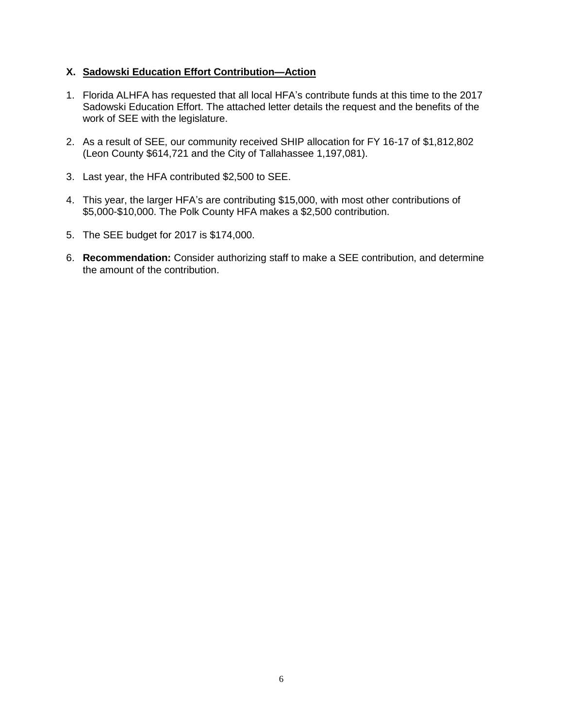## X. Sadowski Education Effort Contribution—Action

1. Florida ALHFA has requested that all local HFA's contribute funds at this time to the 2017 Sadowski Education Effort. The attached letter details the request and the benefits of the work of SEE with the legislature.

2. As a result of SEE, our community received SHIP allocation for FY 16-17 of $1,812,802 (Leon County $614,721 and the City of Tallahassee 1,197,081).

3. Last year, the HFA contributed $2,500 to SEE.

4. This year, the larger HFA's are contributing $15,000, with most other contributions of $5,000-$10,000. The Polk County HFA makes a $2,500 contribution.

5. The SEE budget for 2017 is $174,000.

6. **Recommendation:** Consider authorizing staff to make a SEE contribution, and determine the amount of the contribution.